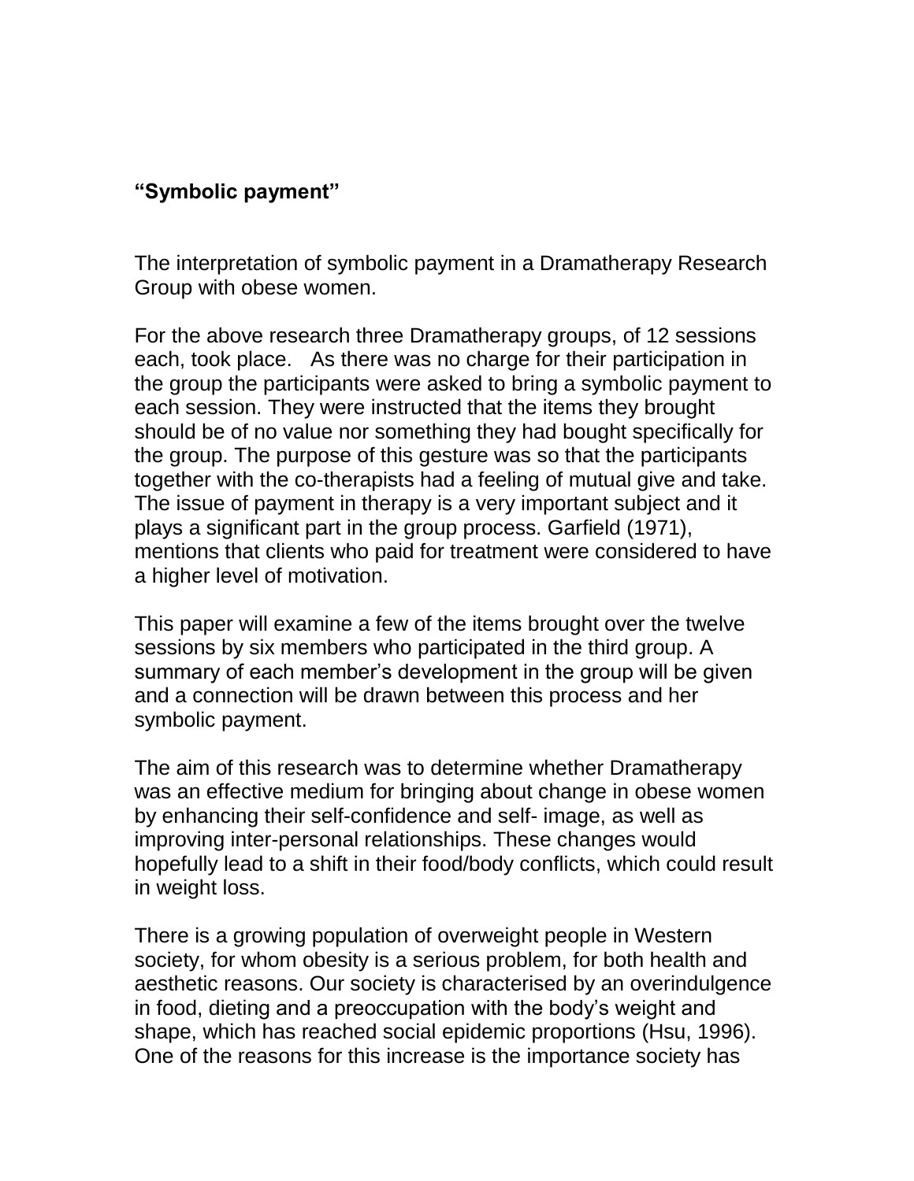# **"Symbolic payment"**

The interpretation of symbolic payment in a Dramatherapy Research Group with obese women.

For the above research three Dramatherapy groups, of 12 sessions each, took place. As there was no charge for their participation in the group the participants were asked to bring a symbolic payment to each session. They were instructed that the items they brought should be of no value nor something they had bought specifically for the group. The purpose of this gesture was so that the participants together with the co-therapists had a feeling of mutual give and take. The issue of payment in therapy is a very important subject and it plays a significant part in the group process. Garfield (1971), mentions that clients who paid for treatment were considered to have a higher level of motivation.

This paper will examine a few of the items brought over the twelve sessions by six members who participated in the third group. A summary of each member's development in the group will be given and a connection will be drawn between this process and her symbolic payment.

The aim of this research was to determine whether Dramatherapy was an effective medium for bringing about change in obese women by enhancing their self-confidence and self- image, as well as improving inter-personal relationships. These changes would hopefully lead to a shift in their food/body conflicts, which could result in weight loss.

There is a growing population of overweight people in Western society, for whom obesity is a serious problem, for both health and aesthetic reasons. Our society is characterised by an overindulgence in food, dieting and a preoccupation with the body's weight and shape, which has reached social epidemic proportions (Hsu, 1996). One of the reasons for this increase is the importance society has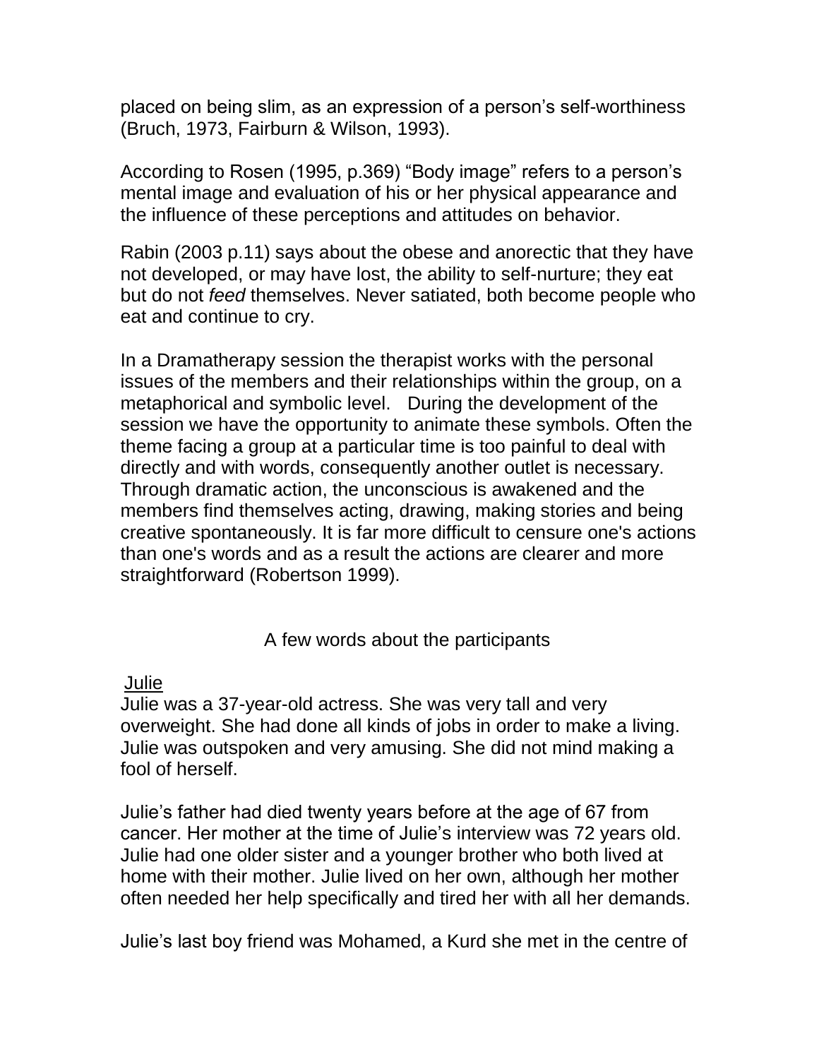placed on being slim, as an expression of a person's self-worthiness (Bruch, 1973, Fairburn & Wilson, 1993).

According to Rosen (1995, p.369) "Body image" refers to a person's mental image and evaluation of his or her physical appearance and the influence of these perceptions and attitudes on behavior.

Rabin (2003 p.11) says about the obese and anorectic that they have not developed, or may have lost, the ability to self-nurture; they eat but do not *feed* themselves. Never satiated, both become people who eat and continue to cry.

In a Dramatherapy session the therapist works with the personal issues of the members and their relationships within the group, on a metaphorical and symbolic level. During the development of the session we have the opportunity to animate these symbols. Often the theme facing a group at a particular time is too painful to deal with directly and with words, consequently another outlet is necessary. Through dramatic action, the unconscious is awakened and the members find themselves acting, drawing, making stories and being creative spontaneously. It is far more difficult to censure one's actions than one's words and as a result the actions are clearer and more straightforward (Robertson 1999).

## A few words about the participants

### Julie

Julie was a 37-year-old actress. She was very tall and very overweight. She had done all kinds of jobs in order to make a living. Julie was outspoken and very amusing. She did not mind making a fool of herself.

Julie's father had died twenty years before at the age of 67 from cancer. Her mother at the time of Julie's interview was 72 years old. Julie had one older sister and a younger brother who both lived at home with their mother. Julie lived on her own, although her mother often needed her help specifically and tired her with all her demands.

Julie's last boy friend was Mohamed, a Kurd she met in the centre of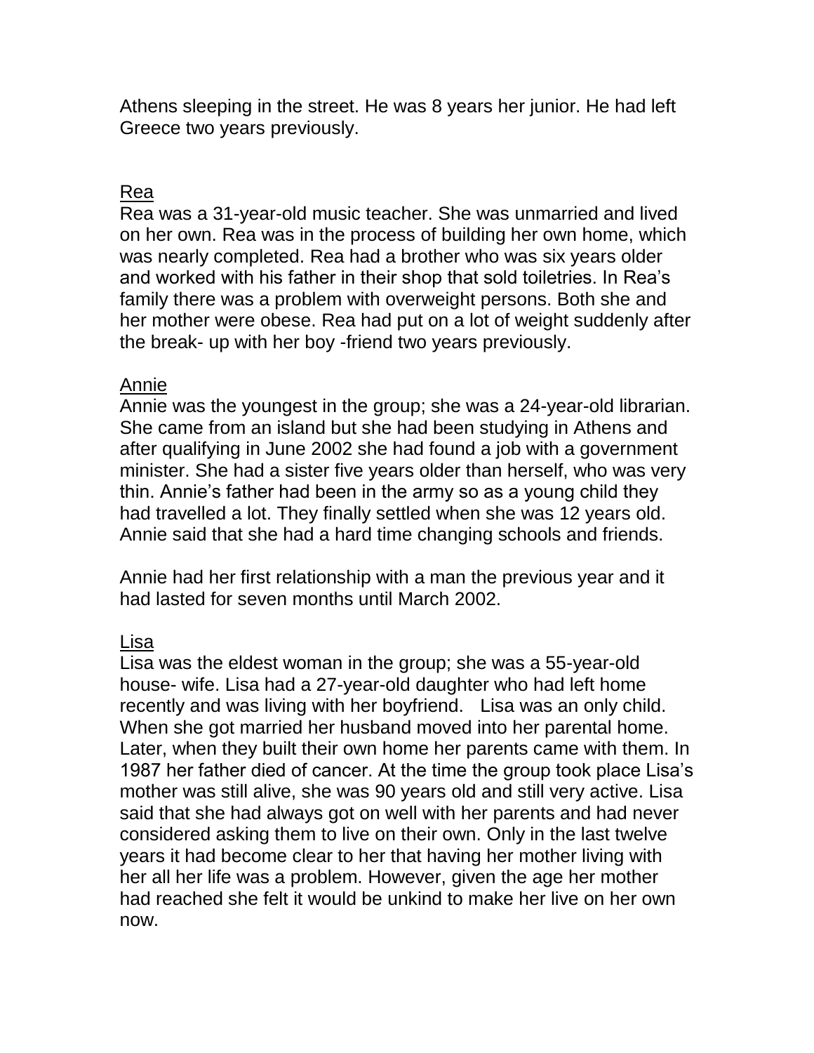Athens sleeping in the street. He was 8 years her junior. He had left Greece two years previously.

<u>Rea</u>

Rea was a 31-year-old music teacher. She was unmarried and lived on her own. Rea was in the process of building her own home, which was nearly completed. Rea had a brother who was six years older and worked with his father in their shop that sold toiletries. In Rea's family there was a problem with overweight persons. Both she and her mother were obese. Rea had put on a lot of weight suddenly after the break- up with her boy -friend two years previously.

<u>Annie</u>

Annie was the youngest in the group; she was a 24-year-old librarian. She came from an island but she had been studying in Athens and after qualifying in June 2002 she had found a job with a government minister. She had a sister five years older than herself, who was very thin. Annie's father had been in the army so as a young child they had travelled a lot. They finally settled when she was 12 years old. Annie said that she had a hard time changing schools and friends.

Annie had her first relationship with a man the previous year and it had lasted for seven months until March 2002.

<u>Lisa</u>

Lisa was the eldest woman in the group; she was a 55-year-old house- wife. Lisa had a 27-year-old daughter who had left home recently and was living with her boyfriend. Lisa was an only child. When she got married her husband moved into her parental home. Later, when they built their own home her parents came with them. In 1987 her father died of cancer. At the time the group took place Lisa's mother was still alive, she was 90 years old and still very active. Lisa said that she had always got on well with her parents and had never considered asking them to live on their own. Only in the last twelve years it had become clear to her that having her mother living with her all her life was a problem. However, given the age her mother had reached she felt it would be unkind to make her live on her own now.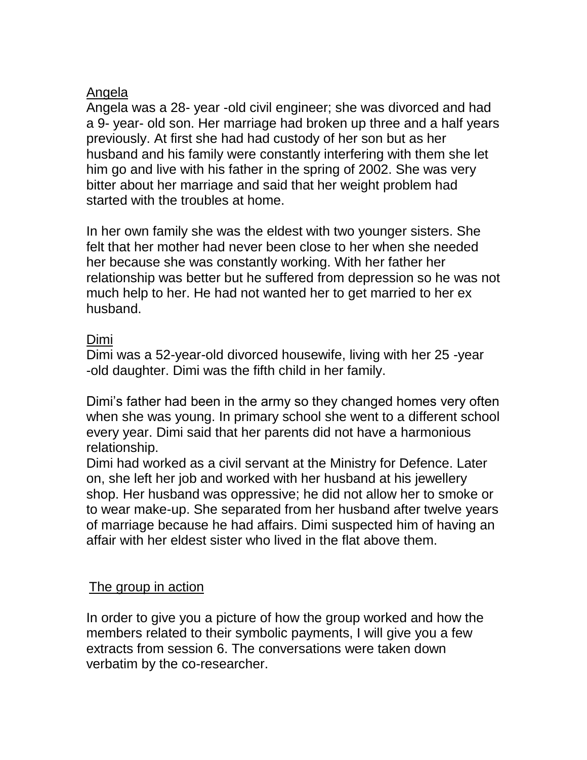### Angela

Angela was a 28- year -old civil engineer; she was divorced and had a 9- year- old son. Her marriage had broken up three and a half years previously. At first she had had custody of her son but as her husband and his family were constantly interfering with them she let him go and live with his father in the spring of 2002. She was very bitter about her marriage and said that her weight problem had started with the troubles at home.

In her own family she was the eldest with two younger sisters. She felt that her mother had never been close to her when she needed her because she was constantly working. With her father her relationship was better but he suffered from depression so he was not much help to her. He had not wanted her to get married to her ex husband.

### Dimi

Dimi was a 52-year-old divorced housewife, living with her 25 -year -old daughter. Dimi was the fifth child in her family.

Dimi's father had been in the army so they changed homes very often when she was young. In primary school she went to a different school every year. Dimi said that her parents did not have a harmonious relationship.
Dimi had worked as a civil servant at the Ministry for Defence. Later on, she left her job and worked with her husband at his jewellery shop. Her husband was oppressive; he did not allow her to smoke or to wear make-up. She separated from her husband after twelve years of marriage because he had affairs. Dimi suspected him of having an affair with her eldest sister who lived in the flat above them.

## The group in action

In order to give you a picture of how the group worked and how the members related to their symbolic payments, I will give you a few extracts from session 6. The conversations were taken down verbatim by the co-researcher.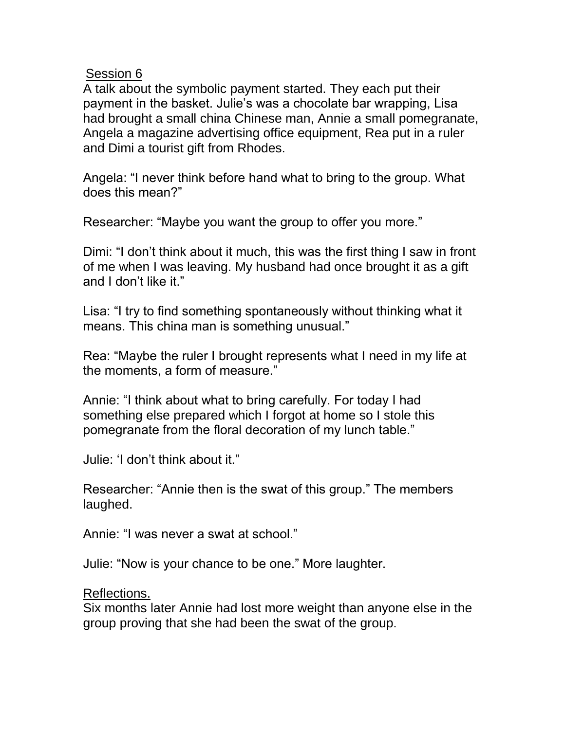Session 6

A talk about the symbolic payment started. They each put their payment in the basket. Julie's was a chocolate bar wrapping, Lisa had brought a small china Chinese man, Annie a small pomegranate, Angela a magazine advertising office equipment, Rea put in a ruler and Dimi a tourist gift from Rhodes.

Angela: "I never think before hand what to bring to the group. What does this mean?"

Researcher: "Maybe you want the group to offer you more."

Dimi: "I don't think about it much, this was the first thing I saw in front of me when I was leaving. My husband had once brought it as a gift and I don't like it."

Lisa: "I try to find something spontaneously without thinking what it means. This china man is something unusual."

Rea: "Maybe the ruler I brought represents what I need in my life at the moments, a form of measure."

Annie: "I think about what to bring carefully. For today I had something else prepared which I forgot at home so I stole this pomegranate from the floral decoration of my lunch table."

Julie: 'I don't think about it."

Researcher: "Annie then is the swat of this group." The members laughed.

Annie: "I was never a swat at school."

Julie: "Now is your chance to be one." More laughter.

Reflections.

Six months later Annie had lost more weight than anyone else in the group proving that she had been the swat of the group.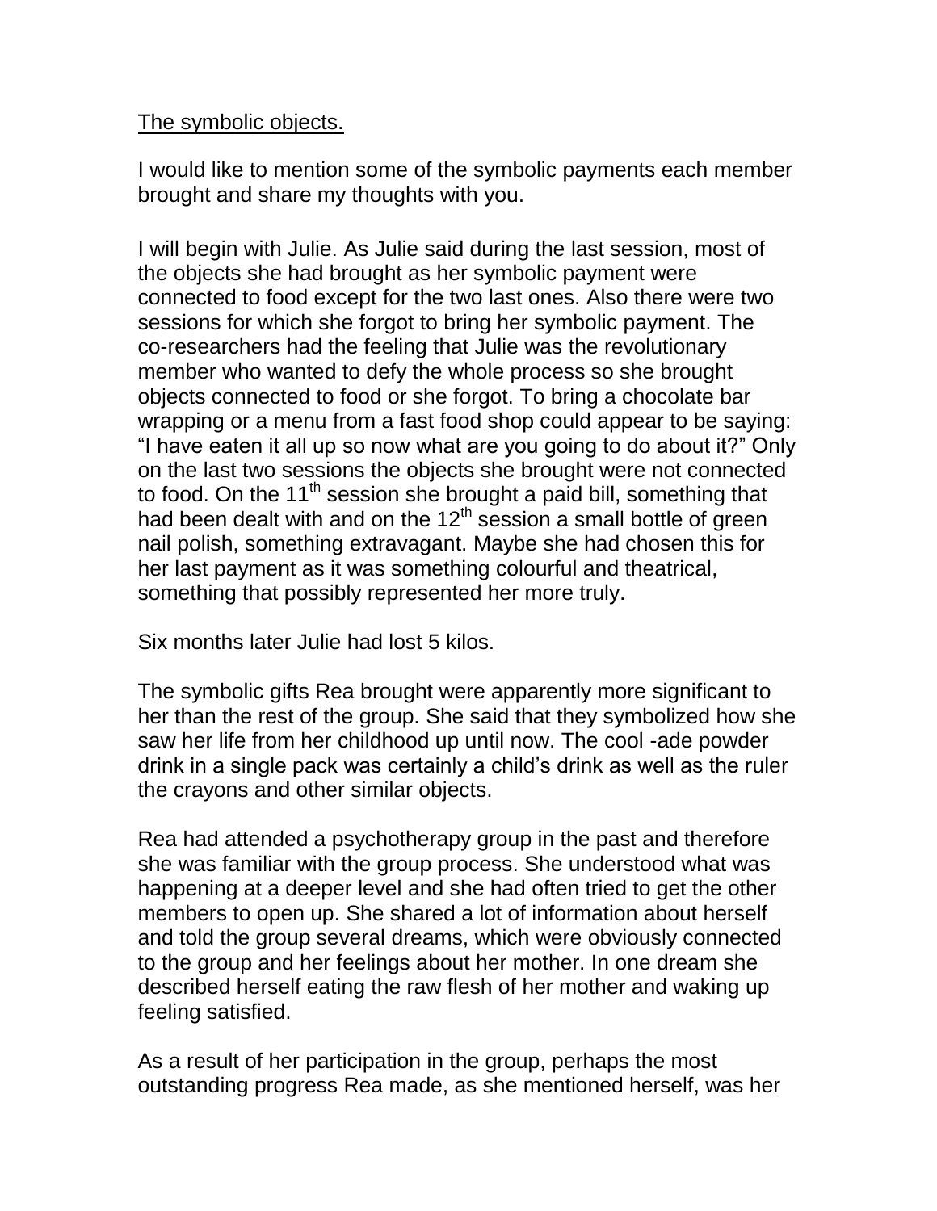The symbolic objects.

I would like to mention some of the symbolic payments each member brought and share my thoughts with you.

I will begin with Julie. As Julie said during the last session, most of the objects she had brought as her symbolic payment were connected to food except for the two last ones. Also there were two sessions for which she forgot to bring her symbolic payment. The co-researchers had the feeling that Julie was the revolutionary member who wanted to defy the whole process so she brought objects connected to food or she forgot. To bring a chocolate bar wrapping or a menu from a fast food shop could appear to be saying: "I have eaten it all up so now what are you going to do about it?" Only on the last two sessions the objects she brought were not connected to food. On the 11th session she brought a paid bill, something that had been dealt with and on the 12th session a small bottle of green nail polish, something extravagant. Maybe she had chosen this for her last payment as it was something colourful and theatrical, something that possibly represented her more truly.

Six months later Julie had lost 5 kilos.

The symbolic gifts Rea brought were apparently more significant to her than the rest of the group. She said that they symbolized how she saw her life from her childhood up until now. The cool -ade powder drink in a single pack was certainly a child's drink as well as the ruler the crayons and other similar objects.

Rea had attended a psychotherapy group in the past and therefore she was familiar with the group process. She understood what was happening at a deeper level and she had often tried to get the other members to open up. She shared a lot of information about herself and told the group several dreams, which were obviously connected to the group and her feelings about her mother. In one dream she described herself eating the raw flesh of her mother and waking up feeling satisfied.

As a result of her participation in the group, perhaps the most outstanding progress Rea made, as she mentioned herself, was her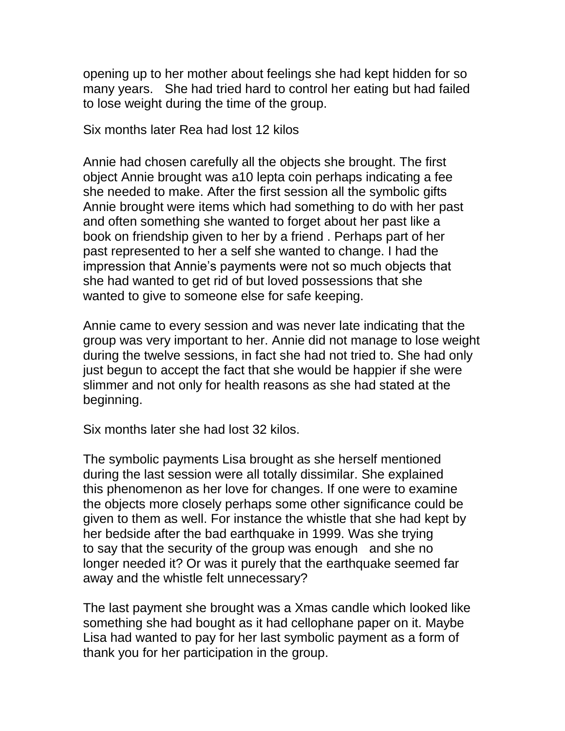opening up to her mother about feelings she had kept hidden for so many years. She had tried hard to control her eating but had failed to lose weight during the time of the group.

Six months later Rea had lost 12 kilos

Annie had chosen carefully all the objects she brought. The first object Annie brought was a10 lepta coin perhaps indicating a fee she needed to make. After the first session all the symbolic gifts Annie brought were items which had something to do with her past and often something she wanted to forget about her past like a book on friendship given to her by a friend . Perhaps part of her past represented to her a self she wanted to change. I had the impression that Annie's payments were not so much objects that she had wanted to get rid of but loved possessions that she wanted to give to someone else for safe keeping.

Annie came to every session and was never late indicating that the group was very important to her. Annie did not manage to lose weight during the twelve sessions, in fact she had not tried to. She had only just begun to accept the fact that she would be happier if she were slimmer and not only for health reasons as she had stated at the beginning.

Six months later she had lost 32 kilos.

The symbolic payments Lisa brought as she herself mentioned during the last session were all totally dissimilar. She explained this phenomenon as her love for changes. If one were to examine the objects more closely perhaps some other significance could be given to them as well. For instance the whistle that she had kept by her bedside after the bad earthquake in 1999. Was she trying to say that the security of the group was enough and she no longer needed it? Or was it purely that the earthquake seemed far away and the whistle felt unnecessary?

The last payment she brought was a Xmas candle which looked like something she had bought as it had cellophane paper on it. Maybe Lisa had wanted to pay for her last symbolic payment as a form of thank you for her participation in the group.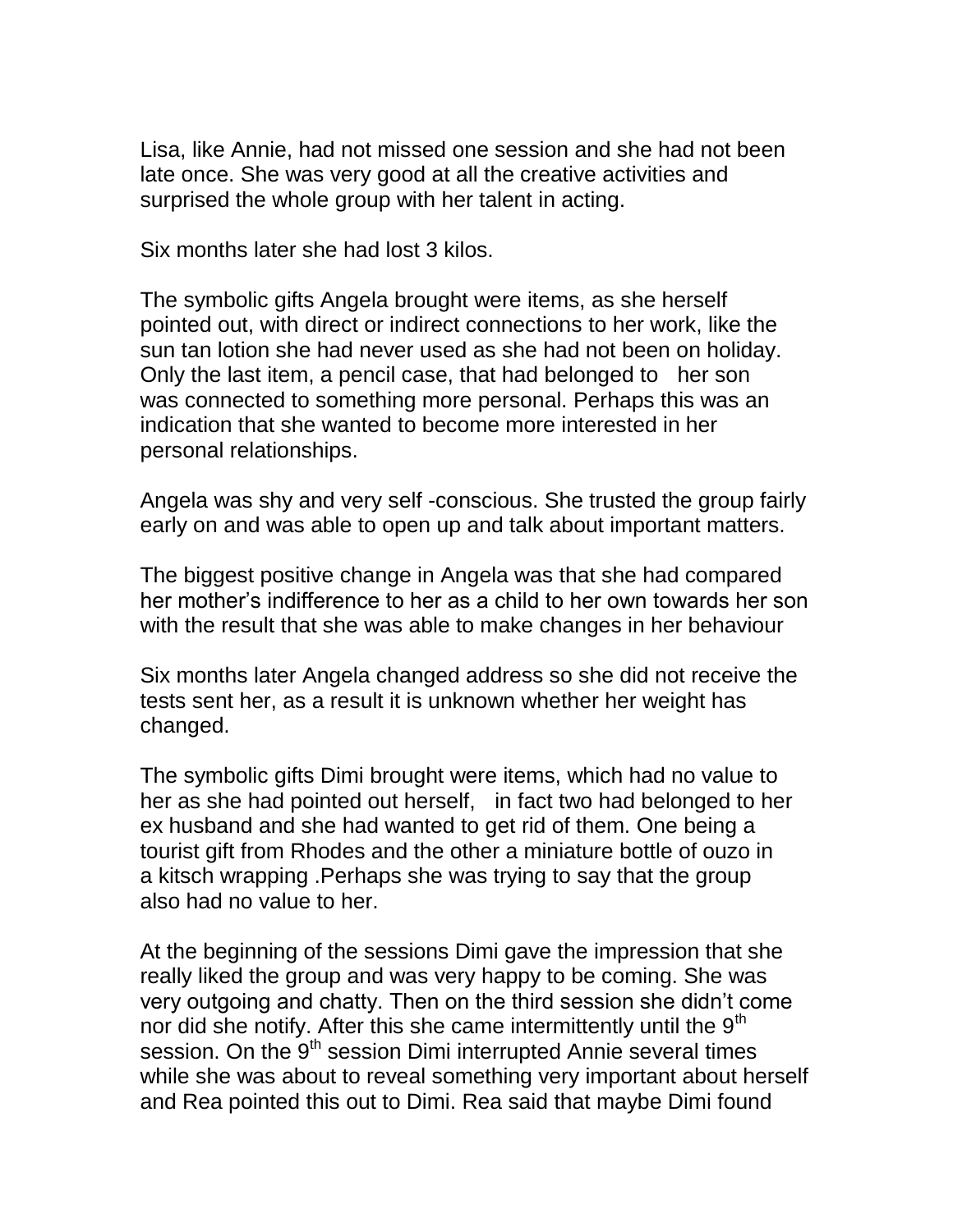Lisa, like Annie, had not missed one session and she had not been late once. She was very good at all the creative activities and surprised the whole group with her talent in acting.

Six months later she had lost 3 kilos.

The symbolic gifts Angela brought were items, as she herself pointed out, with direct or indirect connections to her work, like the sun tan lotion she had never used as she had not been on holiday. Only the last item, a pencil case, that had belonged to her son was connected to something more personal. Perhaps this was an indication that she wanted to become more interested in her personal relationships.

Angela was shy and very self -conscious. She trusted the group fairly early on and was able to open up and talk about important matters.

The biggest positive change in Angela was that she had compared her mother's indifference to her as a child to her own towards her son with the result that she was able to make changes in her behaviour

Six months later Angela changed address so she did not receive the tests sent her, as a result it is unknown whether her weight has changed.

The symbolic gifts Dimi brought were items, which had no value to her as she had pointed out herself, in fact two had belonged to her ex husband and she had wanted to get rid of them. One being a tourist gift from Rhodes and the other a miniature bottle of ouzo in a kitsch wrapping .Perhaps she was trying to say that the group also had no value to her.

At the beginning of the sessions Dimi gave the impression that she really liked the group and was very happy to be coming. She was very outgoing and chatty. Then on the third session she didn't come nor did she notify. After this she came intermittently until the 9th session. On the 9th session Dimi interrupted Annie several times while she was about to reveal something very important about herself and Rea pointed this out to Dimi. Rea said that maybe Dimi found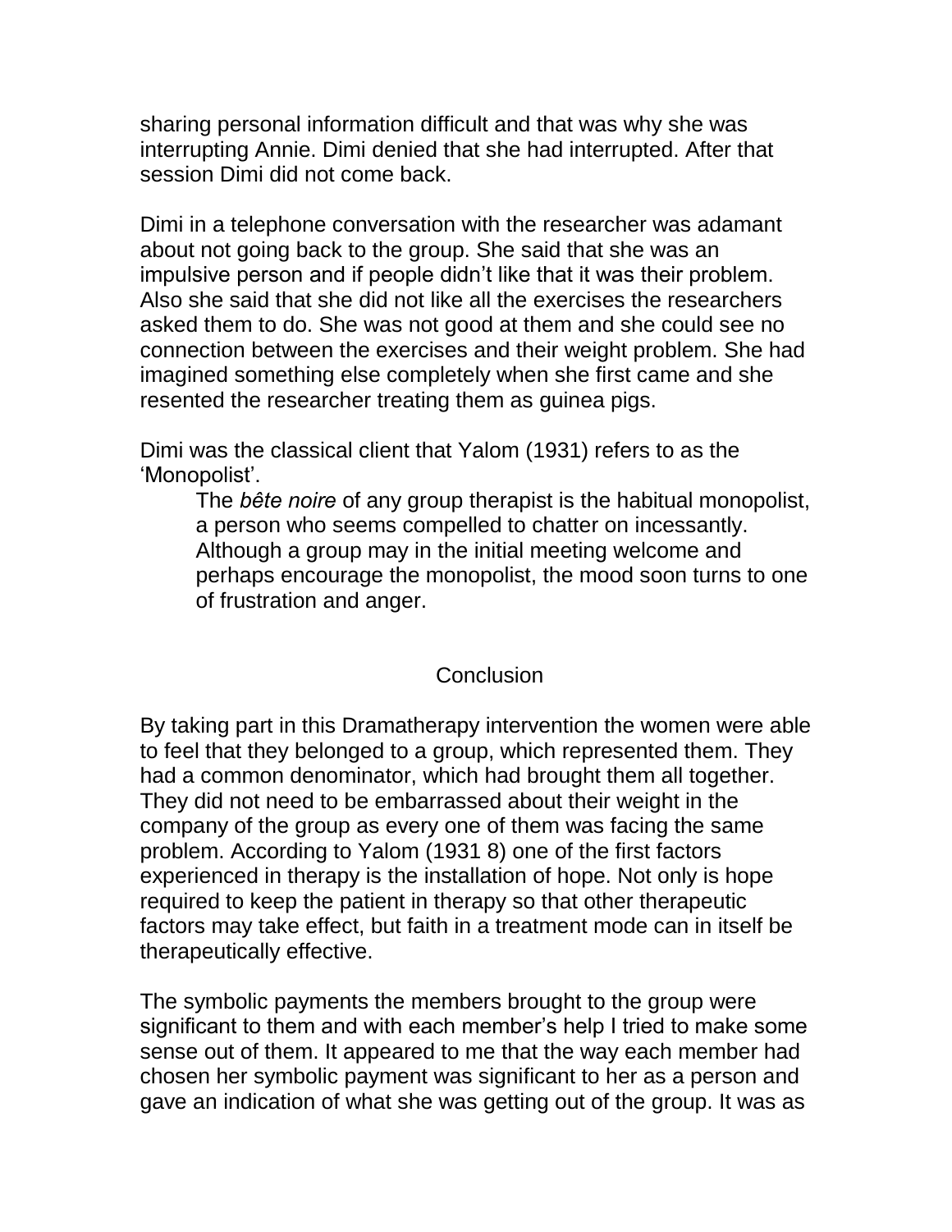sharing personal information difficult and that was why she was interrupting Annie. Dimi denied that she had interrupted. After that session Dimi did not come back.

Dimi in a telephone conversation with the researcher was adamant about not going back to the group. She said that she was an impulsive person and if people didn't like that it was their problem. Also she said that she did not like all the exercises the researchers asked them to do. She was not good at them and she could see no connection between the exercises and their weight problem. She had imagined something else completely when she first came and she resented the researcher treating them as guinea pigs.

Dimi was the classical client that Yalom (1931) refers to as the 'Monopolist'.

> The *bête noire* of any group therapist is the habitual monopolist, a person who seems compelled to chatter on incessantly. Although a group may in the initial meeting welcome and perhaps encourage the monopolist, the mood soon turns to one of frustration and anger.

## Conclusion

By taking part in this Dramatherapy intervention the women were able to feel that they belonged to a group, which represented them. They had a common denominator, which had brought them all together. They did not need to be embarrassed about their weight in the company of the group as every one of them was facing the same problem. According to Yalom (1931 8) one of the first factors experienced in therapy is the installation of hope. Not only is hope required to keep the patient in therapy so that other therapeutic factors may take effect, but faith in a treatment mode can in itself be therapeutically effective.

The symbolic payments the members brought to the group were significant to them and with each member's help I tried to make some sense out of them. It appeared to me that the way each member had chosen her symbolic payment was significant to her as a person and gave an indication of what she was getting out of the group. It was as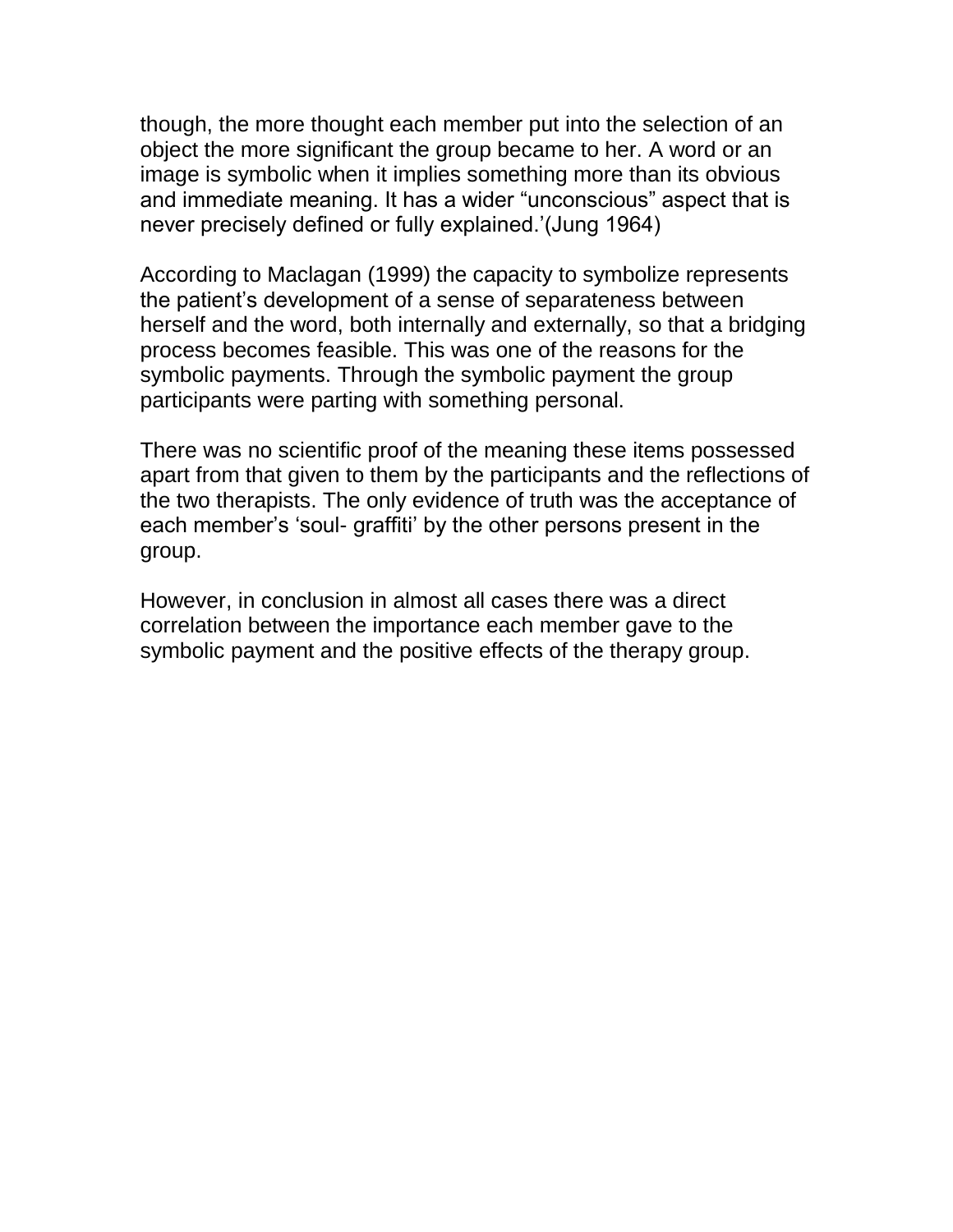though, the more thought each member put into the selection of an object the more significant the group became to her. A word or an image is symbolic when it implies something more than its obvious and immediate meaning. It has a wider "unconscious" aspect that is never precisely defined or fully explained.'(Jung 1964)

According to Maclagan (1999) the capacity to symbolize represents the patient's development of a sense of separateness between herself and the word, both internally and externally, so that a bridging process becomes feasible. This was one of the reasons for the symbolic payments. Through the symbolic payment the group participants were parting with something personal.

There was no scientific proof of the meaning these items possessed apart from that given to them by the participants and the reflections of the two therapists. The only evidence of truth was the acceptance of each member's 'soul- graffiti' by the other persons present in the group.

However, in conclusion in almost all cases there was a direct correlation between the importance each member gave to the symbolic payment and the positive effects of the therapy group.